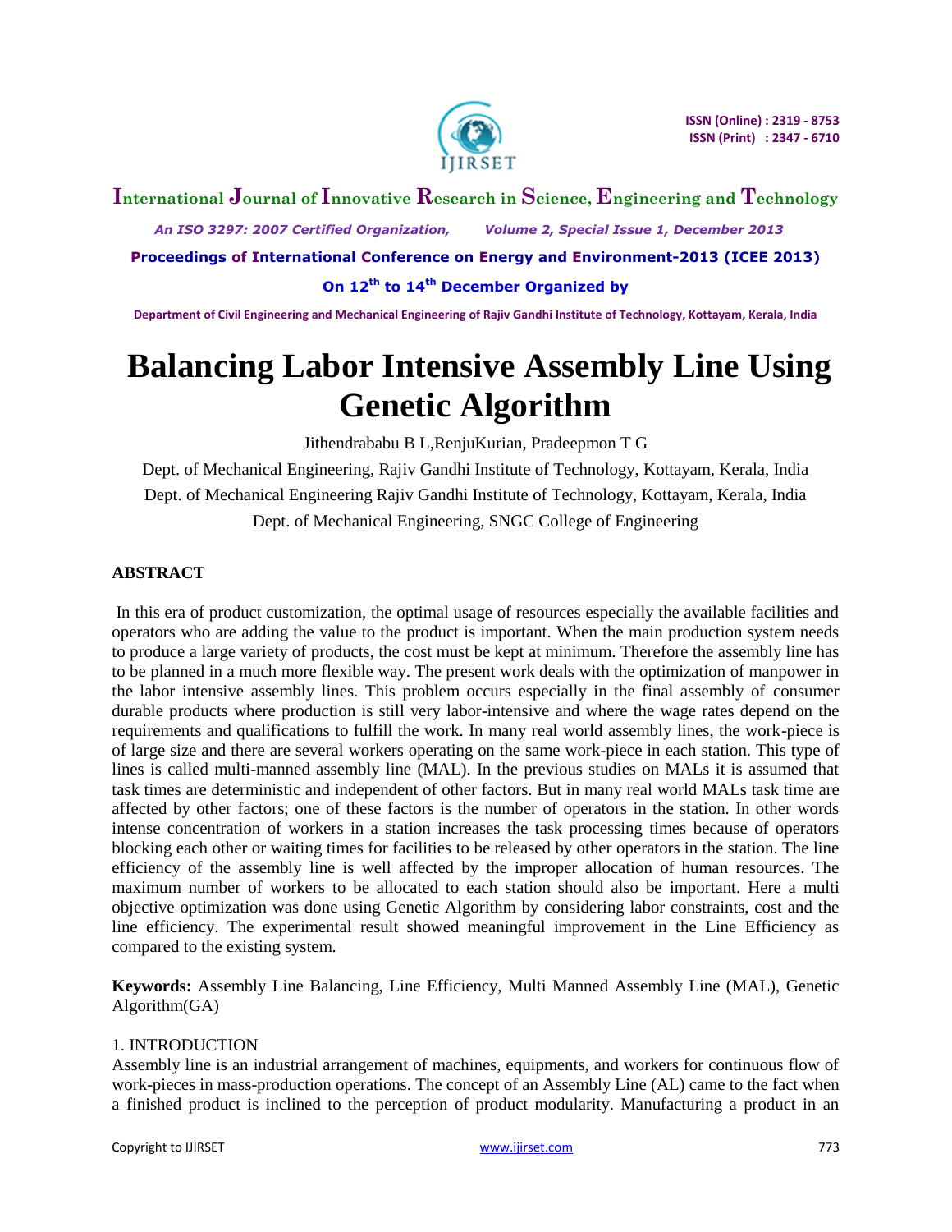# Balancing Labor Intensive Assembly Line Using Genetic Algorithm

Jithendrababu B L,RenjuKurian, Pradeepmon T G

Dept. of Mechanical Engineering, Rajiv Gandhi Institute of Technology, Kottayam, Kerala, India

Dept. of Mechanical Engineering Rajiv Gandhi Institute of Technology, Kottayam, Kerala, India

Dept. of Mechanical Engineering, SNGC College of Engineering

## ABSTRACT

In this era of product customization, the optimal usage of resources especially the available facilities and operators who are adding the value to the product is important. When the main production system needs to produce a large variety of products, the cost must be kept at minimum. Therefore the assembly line has to be planned in a much more flexible way. The present work deals with the optimization of manpower in the labor intensive assembly lines. This problem occurs especially in the final assembly of consumer durable products where production is still very labor-intensive and where the wage rates depend on the requirements and qualifications to fulfill the work. In many real world assembly lines, the work-piece is of large size and there are several workers operating on the same work-piece in each station. This type of lines is called multi-manned assembly line (MAL). In the previous studies on MALs it is assumed that task times are deterministic and independent of other factors. But in many real world MALs task time are affected by other factors; one of these factors is the number of operators in the station. In other words intense concentration of workers in a station increases the task processing times because of operators blocking each other or waiting times for facilities to be released by other operators in the station. The line efficiency of the assembly line is well affected by the improper allocation of human resources. The maximum number of workers to be allocated to each station should also be important. Here a multi objective optimization was done using Genetic Algorithm by considering labor constraints, cost and the line efficiency. The experimental result showed meaningful improvement in the Line Efficiency as compared to the existing system.

**Keywords:** Assembly Line Balancing, Line Efficiency, Multi Manned Assembly Line (MAL), Genetic Algorithm(GA)

## 1. INTRODUCTION

Assembly line is an industrial arrangement of machines, equipments, and workers for continuous flow of work-pieces in mass-production operations. The concept of an Assembly Line (AL) came to the fact when a finished product is inclined to the perception of product modularity. Manufacturing a product in an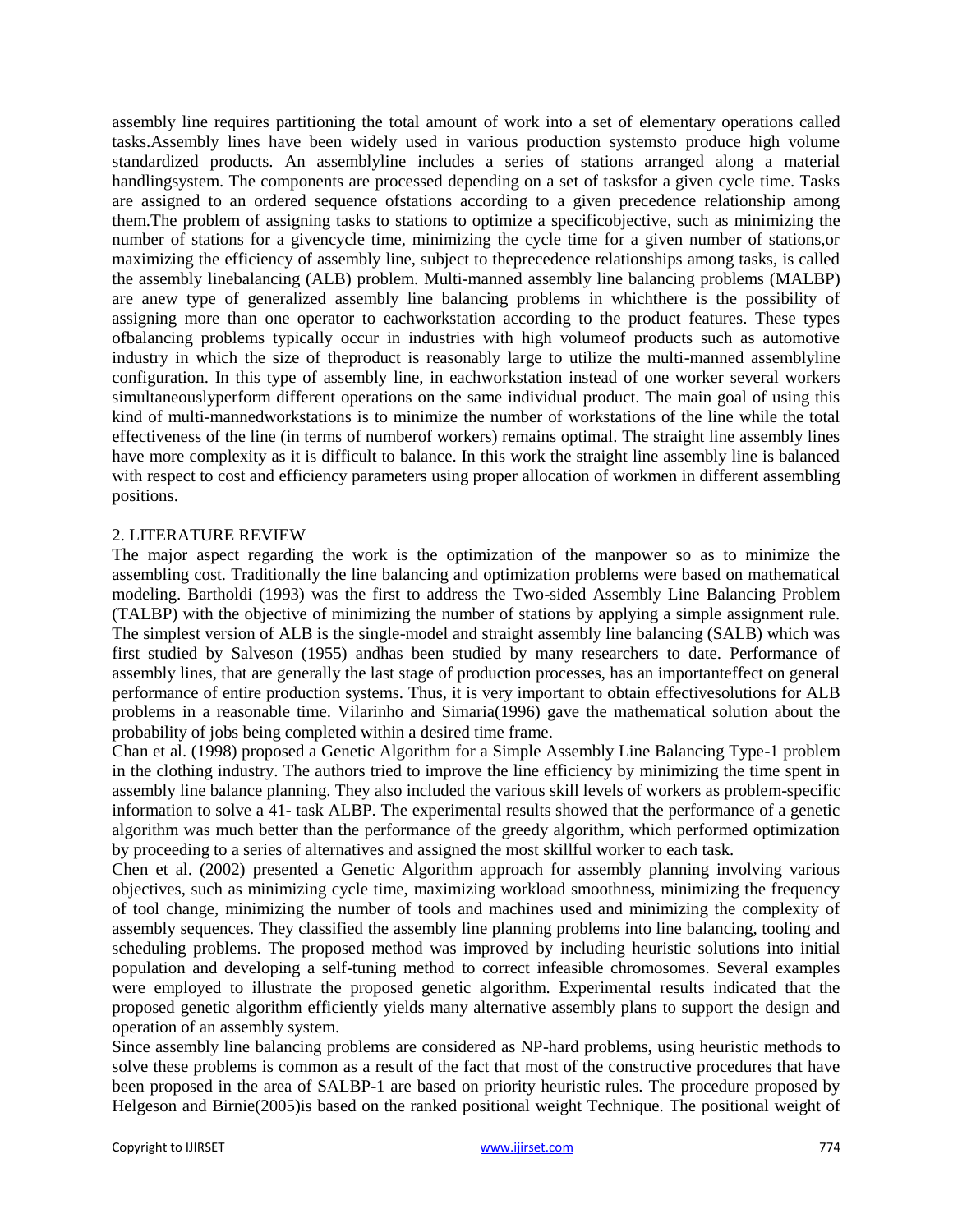assembly line requires partitioning the total amount of work into a set of elementary operations called tasks.Assembly lines have been widely used in various production systemsto produce high volume standardized products. An assemblyline includes a series of stations arranged along a material handlingsystem. The components are processed depending on a set of tasksfor a given cycle time. Tasks are assigned to an ordered sequence ofstations according to a given precedence relationship among them.The problem of assigning tasks to stations to optimize a specificobjective, such as minimizing the number of stations for a givencycle time, minimizing the cycle time for a given number of stations,or maximizing the efficiency of assembly line, subject to theprecedence relationships among tasks, is called the assembly linebalancing (ALB) problem. Multi-manned assembly line balancing problems (MALBP) are anew type of generalized assembly line balancing problems in whichthere is the possibility of assigning more than one operator to eachworkstation according to the product features. These types ofbalancing problems typically occur in industries with high volumeof products such as automotive industry in which the size of theproduct is reasonably large to utilize the multi-manned assemblyline configuration. In this type of assembly line, in eachworkstation instead of one worker several workers simultaneouslyperform different operations on the same individual product. The main goal of using this kind of multi-mannedworkstations is to minimize the number of workstations of the line while the total effectiveness of the line (in terms of numberof workers) remains optimal. The straight line assembly lines have more complexity as it is difficult to balance. In this work the straight line assembly line is balanced with respect to cost and efficiency parameters using proper allocation of workmen in different assembling positions.

## 2. LITERATURE REVIEW

The major aspect regarding the work is the optimization of the manpower so as to minimize the assembling cost. Traditionally the line balancing and optimization problems were based on mathematical modeling. Bartholdi (1993) was the first to address the Two-sided Assembly Line Balancing Problem (TALBP) with the objective of minimizing the number of stations by applying a simple assignment rule. The simplest version of ALB is the single-model and straight assembly line balancing (SALB) which was first studied by Salveson (1955) andhas been studied by many researchers to date. Performance of assembly lines, that are generally the last stage of production processes, has an importanteffect on general performance of entire production systems. Thus, it is very important to obtain effectivesolutions for ALB problems in a reasonable time. Vilarinho and Simaria(1996) gave the mathematical solution about the probability of jobs being completed within a desired time frame.

Chan et al. (1998) proposed a Genetic Algorithm for a Simple Assembly Line Balancing Type-1 problem in the clothing industry. The authors tried to improve the line efficiency by minimizing the time spent in assembly line balance planning. They also included the various skill levels of workers as problem-specific information to solve a 41- task ALBP. The experimental results showed that the performance of a genetic algorithm was much better than the performance of the greedy algorithm, which performed optimization by proceeding to a series of alternatives and assigned the most skillful worker to each task.

Chen et al. (2002) presented a Genetic Algorithm approach for assembly planning involving various objectives, such as minimizing cycle time, maximizing workload smoothness, minimizing the frequency of tool change, minimizing the number of tools and machines used and minimizing the complexity of assembly sequences. They classified the assembly line planning problems into line balancing, tooling and scheduling problems. The proposed method was improved by including heuristic solutions into initial population and developing a self-tuning method to correct infeasible chromosomes. Several examples were employed to illustrate the proposed genetic algorithm. Experimental results indicated that the proposed genetic algorithm efficiently yields many alternative assembly plans to support the design and operation of an assembly system.

Since assembly line balancing problems are considered as NP-hard problems, using heuristic methods to solve these problems is common as a result of the fact that most of the constructive procedures that have been proposed in the area of SALBP-1 are based on priority heuristic rules. The procedure proposed by Helgeson and Birnie(2005)is based on the ranked positional weight Technique. The positional weight of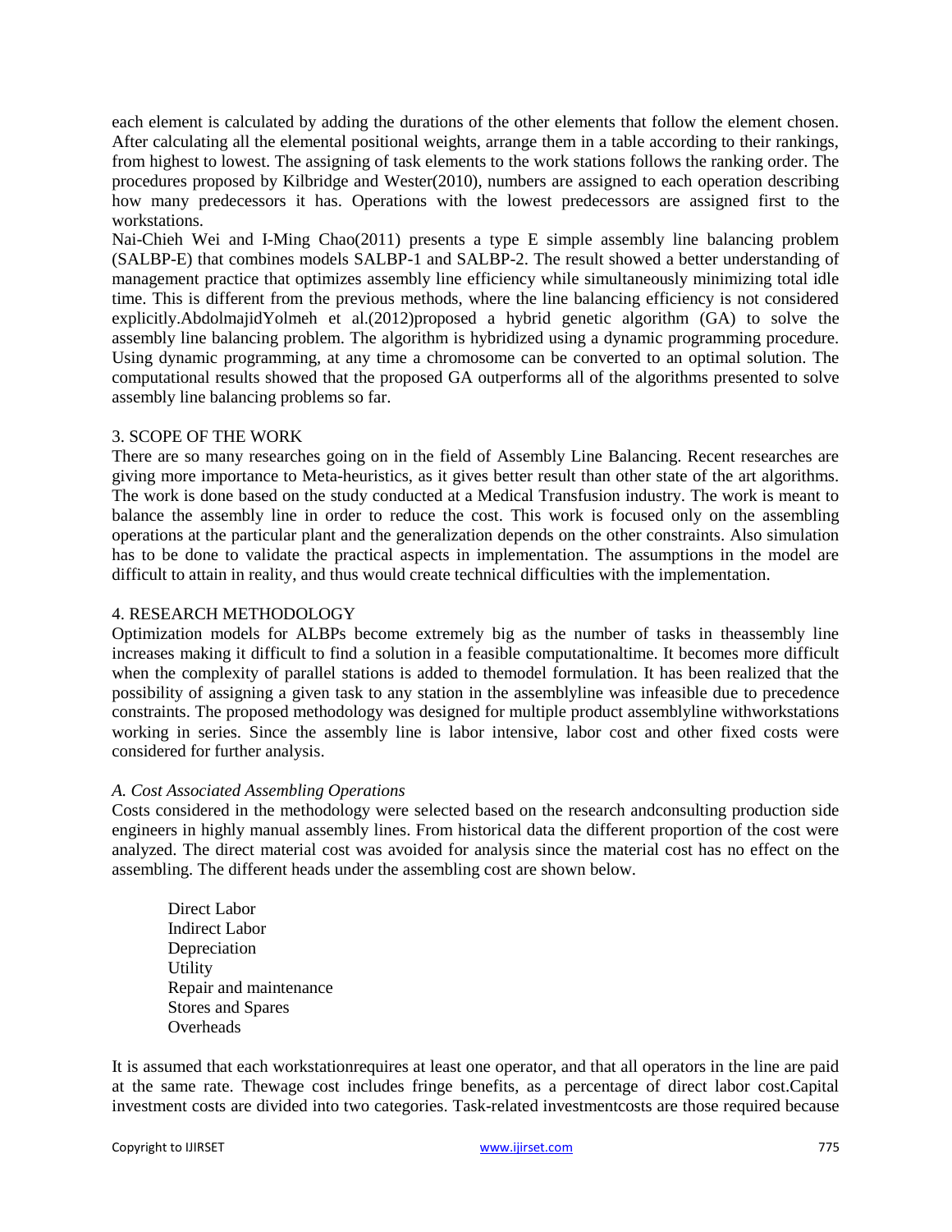each element is calculated by adding the durations of the other elements that follow the element chosen. After calculating all the elemental positional weights, arrange them in a table according to their rankings, from highest to lowest. The assigning of task elements to the work stations follows the ranking order. The procedures proposed by Kilbridge and Wester(2010), numbers are assigned to each operation describing how many predecessors it has. Operations with the lowest predecessors are assigned first to the workstations.

Nai-Chieh Wei and I-Ming Chao(2011) presents a type E simple assembly line balancing problem (SALBP-E) that combines models SALBP-1 and SALBP-2. The result showed a better understanding of management practice that optimizes assembly line efficiency while simultaneously minimizing total idle time. This is different from the previous methods, where the line balancing efficiency is not considered explicitly.AbdolmajidYolmeh et al.(2012)proposed a hybrid genetic algorithm (GA) to solve the assembly line balancing problem. The algorithm is hybridized using a dynamic programming procedure. Using dynamic programming, at any time a chromosome can be converted to an optimal solution. The computational results showed that the proposed GA outperforms all of the algorithms presented to solve assembly line balancing problems so far.

## 3. SCOPE OF THE WORK

There are so many researches going on in the field of Assembly Line Balancing. Recent researches are giving more importance to Meta-heuristics, as it gives better result than other state of the art algorithms. The work is done based on the study conducted at a Medical Transfusion industry. The work is meant to balance the assembly line in order to reduce the cost. This work is focused only on the assembling operations at the particular plant and the generalization depends on the other constraints. Also simulation has to be done to validate the practical aspects in implementation. The assumptions in the model are difficult to attain in reality, and thus would create technical difficulties with the implementation.

## 4. RESEARCH METHODOLOGY

Optimization models for ALBPs become extremely big as the number of tasks in theassembly line increases making it difficult to find a solution in a feasible computationaltime. It becomes more difficult when the complexity of parallel stations is added to themodel formulation. It has been realized that the possibility of assigning a given task to any station in the assemblyline was infeasible due to precedence constraints. The proposed methodology was designed for multiple product assemblyline withworkstations working in series. Since the assembly line is labor intensive, labor cost and other fixed costs were considered for further analysis.

### *A. Cost Associated Assembling Operations*

Costs considered in the methodology were selected based on the research andconsulting production side engineers in highly manual assembly lines. From historical data the different proportion of the cost were analyzed. The direct material cost was avoided for analysis since the material cost has no effect on the assembling. The different heads under the assembling cost are shown below.

- Direct Labor
- Indirect Labor
- Depreciation
- Utility
- Repair and maintenance
- Stores and Spares
- Overheads

It is assumed that each workstationrequires at least one operator, and that all operators in the line are paid at the same rate. Thewage cost includes fringe benefits, as a percentage of direct labor cost.Capital investment costs are divided into two categories. Task-related investmentcosts are those required because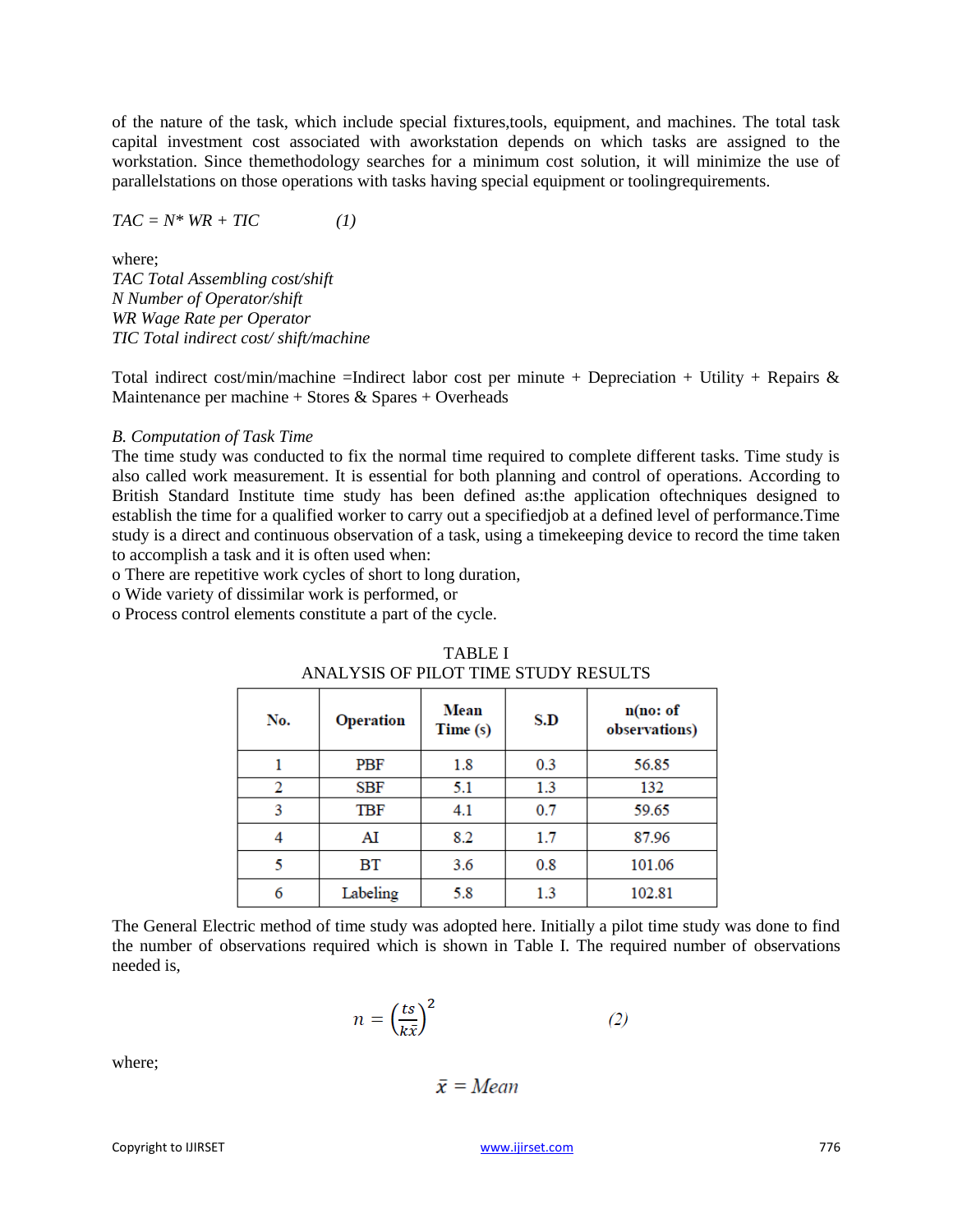of the nature of the task, which include special fixtures,tools, equipment, and machines. The total task capital investment cost associated with aworkstation depends on which tasks are assigned to the workstation. Since themethodology searches for a minimum cost solution, it will minimize the use of parallelstations on those operations with tasks having special equipment or toolingrequirements.

$$TAC = N^* WR + TIC \qquad (1)$$

where;
*TAC Total Assembling cost/shift*
*N Number of Operator/shift*
*WR Wage Rate per Operator*
*TIC Total indirect cost/ shift/machine*

Total indirect cost/min/machine =Indirect labor cost per minute + Depreciation + Utility + Repairs & Maintenance per machine + Stores & Spares + Overheads

*B. Computation of Task Time*

The time study was conducted to fix the normal time required to complete different tasks. Time study is also called work measurement. It is essential for both planning and control of operations. According to British Standard Institute time study has been defined as:the application oftechniques designed to establish the time for a qualified worker to carry out a specifiedjob at a defined level of performance.Time study is a direct and continuous observation of a task, using a timekeeping device to record the time taken to accomplish a task and it is often used when:

- There are repetitive work cycles of short to long duration,
- Wide variety of dissimilar work is performed, or
- Process control elements constitute a part of the cycle.

TABLE I
ANALYSIS OF PILOT TIME STUDY RESULTS

| No. | Operation | Mean Time (s) | S.D | n(no: of observations) |
|---|---|---|---|---|
| 1 | PBF | 1.8 | 0.3 | 56.85 |
| 2 | SBF | 5.1 | 1.3 | 132 |
| 3 | TBF | 4.1 | 0.7 | 59.65 |
| 4 | AI | 8.2 | 1.7 | 87.96 |
| 5 | BT | 3.6 | 0.8 | 101.06 |
| 6 | Labeling | 5.8 | 1.3 | 102.81 |

The General Electric method of time study was adopted here. Initially a pilot time study was done to find the number of observations required which is shown in Table I. The required number of observations needed is,

$$n = \left(\frac{ts}{k\bar{x}}\right)^2 \qquad (2)$$

where;

$$\bar{x} = Mean$$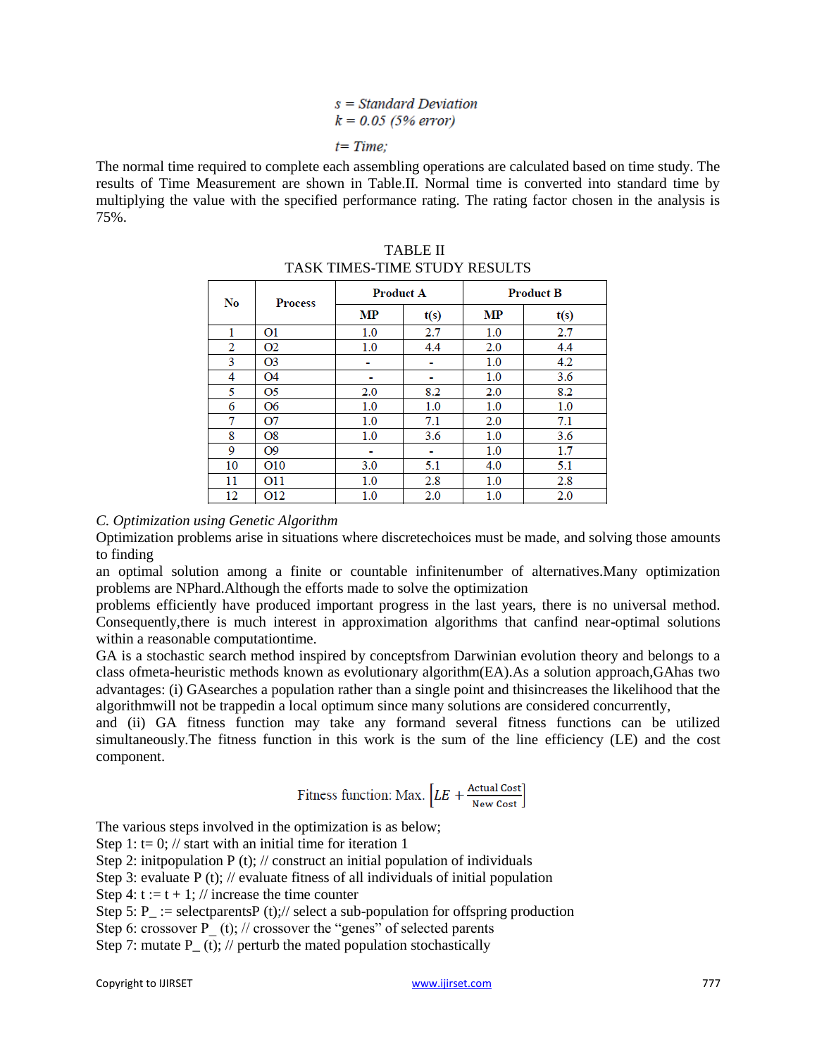$s = Standard\ Deviation$
$k = 0.05\ (5\%\ error)$

$t = Time;$

The normal time required to complete each assembling operations are calculated based on time study. The results of Time Measurement are shown in Table.II. Normal time is converted into standard time by multiplying the value with the specified performance rating. The rating factor chosen in the analysis is 75%.

TABLE II
TASK TIMES-TIME STUDY RESULTS

| No | Process | Product A | | Product B | |
|---|---|---|---|---|---|
| | | MP | t(s) | MP | t(s) |
| 1 | O1 | 1.0 | 2.7 | 1.0 | 2.7 |
| 2 | O2 | 1.0 | 4.4 | 2.0 | 4.4 |
| 3 | O3 | - | - | 1.0 | 4.2 |
| 4 | O4 | - | - | 1.0 | 3.6 |
| 5 | O5 | 2.0 | 8.2 | 2.0 | 8.2 |
| 6 | O6 | 1.0 | 1.0 | 1.0 | 1.0 |
| 7 | O7 | 1.0 | 7.1 | 2.0 | 7.1 |
| 8 | O8 | 1.0 | 3.6 | 1.0 | 3.6 |
| 9 | O9 | - | - | 1.0 | 1.7 |
| 10 | O10 | 3.0 | 5.1 | 4.0 | 5.1 |
| 11 | O11 | 1.0 | 2.8 | 1.0 | 2.8 |
| 12 | O12 | 1.0 | 2.0 | 1.0 | 2.0 |

*C. Optimization using Genetic Algorithm*

Optimization problems arise in situations where discretechoices must be made, and solving those amounts to finding
an optimal solution among a finite or countable infinitenumber of alternatives.Many optimization problems are NPhard.Although the efforts made to solve the optimization
problems efficiently have produced important progress in the last years, there is no universal method. Consequently,there is much interest in approximation algorithms that canfind near-optimal solutions within a reasonable computationtime.

GA is a stochastic search method inspired by conceptsfrom Darwinian evolution theory and belongs to a class ofmeta-heuristic methods known as evolutionary algorithm(EA).As a solution approach,GAhas two advantages: (i) GAsearches a population rather than a single point and thisincreases the likelihood that the algorithmwill not be trappedin a local optimum since many solutions are considered concurrently,
and (ii) GA fitness function may take any formand several fitness functions can be utilized simultaneously.The fitness function in this work is the sum of the line efficiency (LE) and the cost component.

$$\text{Fitness function: Max.} \left[ LE + \frac{\text{Actual Cost}}{\text{New Cost}} \right]$$

The various steps involved in the optimization is as below;
Step 1: t= 0; // start with an initial time for iteration 1
Step 2: initpopulation P (t); // construct an initial population of individuals
Step 3: evaluate P (t); // evaluate fitness of all individuals of initial population
Step 4: t := t + 1; // increase the time counter
Step 5: P_ := selectparentsP (t);// select a sub-population for offspring production
Step 6: crossover P_ (t); // crossover the “genes” of selected parents
Step 7: mutate P_ (t); // perturb the mated population stochastically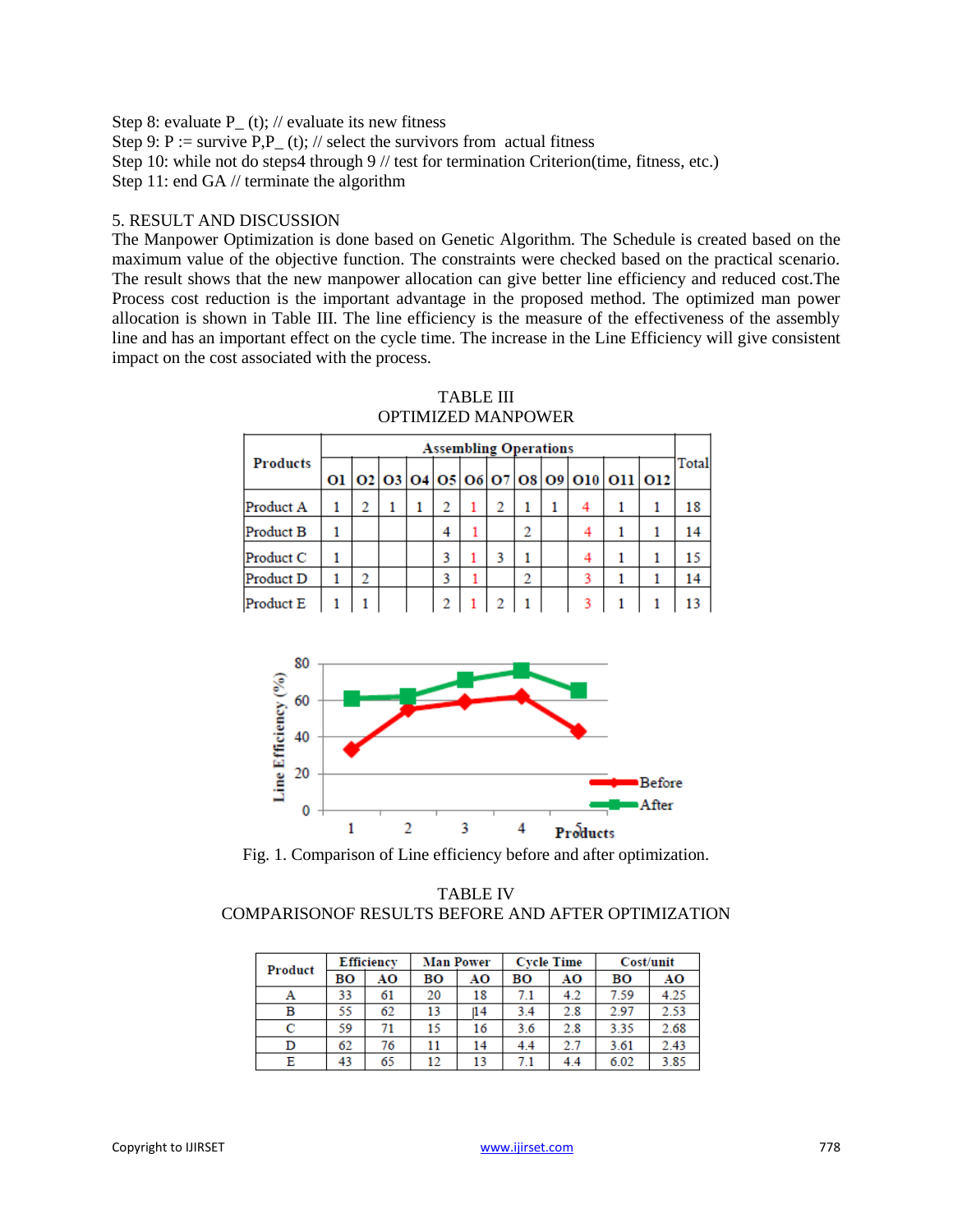Step 8: evaluate P_ (t); // evaluate its new fitness
Step 9: P := survive P,P_ (t); // select the survivors from actual fitness
Step 10: while not do steps4 through 9 // test for termination Criterion(time, fitness, etc.)
Step 11: end GA // terminate the algorithm

## 5. RESULT AND DISCUSSION

The Manpower Optimization is done based on Genetic Algorithm. The Schedule is created based on the maximum value of the objective function. The constraints were checked based on the practical scenario. The result shows that the new manpower allocation can give better line efficiency and reduced cost.The Process cost reduction is the important advantage in the proposed method. The optimized man power allocation is shown in Table III. The line efficiency is the measure of the effectiveness of the assembly line and has an important effect on the cycle time. The increase in the Line Efficiency will give consistent impact on the cost associated with the process.

TABLE III
OPTIMIZED MANPOWER

| Products | Assembling Operations | | | | | | | | | | | | Total |
|---|---|---|---|---|---|---|---|---|---|---|---|---|---|
| | O1 | O2 | O3 | O4 | O5 | O6 | O7 | O8 | O9 | O10 | O11 | O12 | |
| Product A | 1 | 2 | 1 | 1 | 2 | 1 | 2 | 1 | 1 | 4 | 1 | 1 | 18 |
| Product B | 1 | | | | 4 | 1 | | 2 | | 4 | 1 | 1 | 14 |
| Product C | 1 | | | | 3 | 1 | 3 | 1 | | 4 | 1 | 1 | 15 |
| Product D | 1 | 2 | | | 3 | 1 | | 2 | | 3 | 1 | 1 | 14 |
| Product E | 1 | 1 | | | 2 | 1 | 2 | 1 | | 3 | 1 | 1 | 13 |

Fig. 1. Comparison of Line efficiency before and after optimization.

TABLE IV
COMPARISONOF RESULTS BEFORE AND AFTER OPTIMIZATION

| Product | Efficiency | | Man Power | | Cycle Time | | Cost/unit | |
|---|---|---|---|---|---|---|---|---|
| | BO | AO | BO | AO | BO | AO | BO | AO |
| A | 33 | 61 | 20 | 18 | 7.1 | 4.2 | 7.59 | 4.25 |
| B | 55 | 62 | 13 | 14 | 3.4 | 2.8 | 2.97 | 2.53 |
| C | 59 | 71 | 15 | 16 | 3.6 | 2.8 | 3.35 | 2.68 |
| D | 62 | 76 | 11 | 14 | 4.4 | 2.7 | 3.61 | 2.43 |
| E | 43 | 65 | 12 | 13 | 7.1 | 4.4 | 6.02 | 3.85 |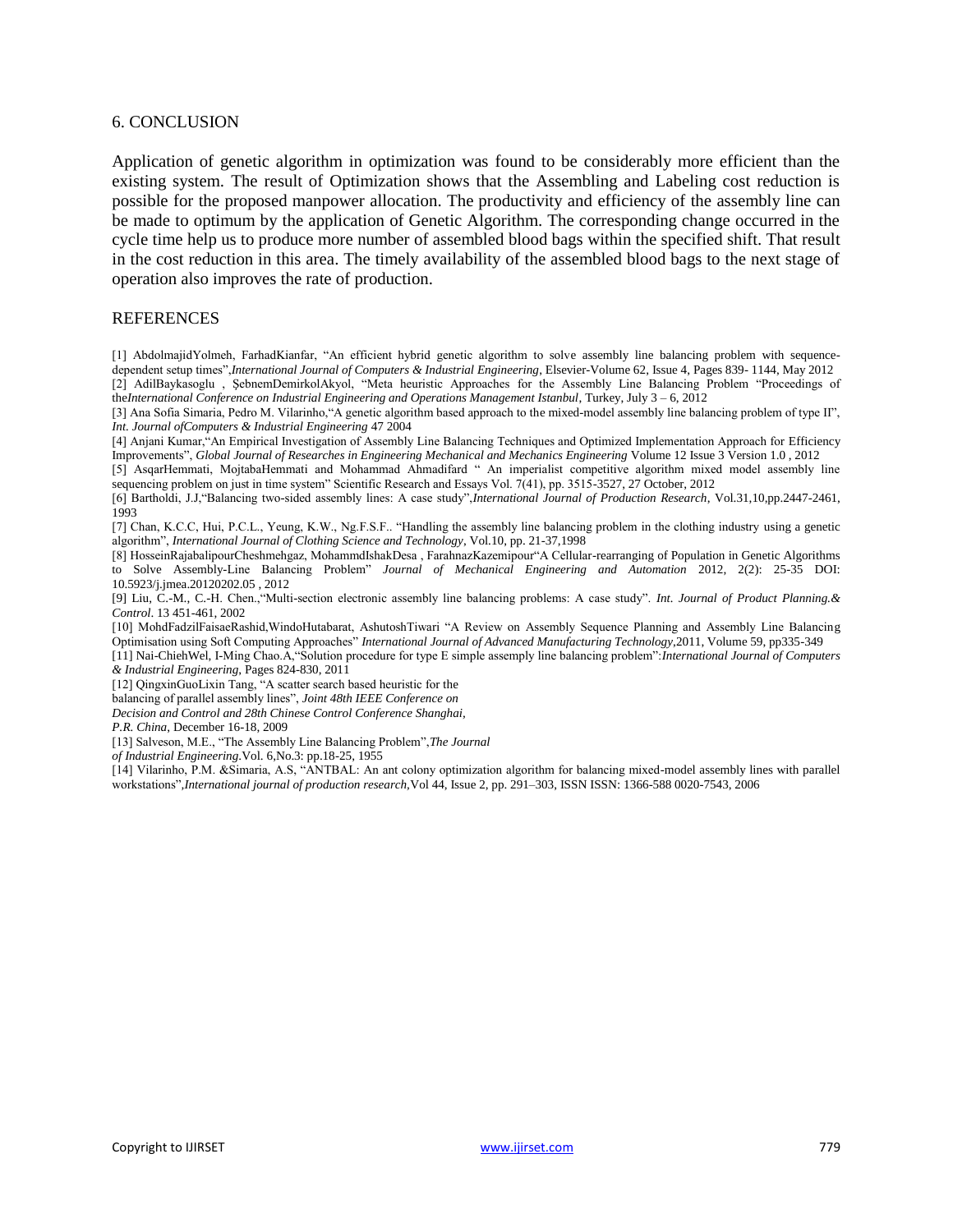## 6. CONCLUSION

Application of genetic algorithm in optimization was found to be considerably more efficient than the existing system. The result of Optimization shows that the Assembling and Labeling cost reduction is possible for the proposed manpower allocation. The productivity and efficiency of the assembly line can be made to optimum by the application of Genetic Algorithm. The corresponding change occurred in the cycle time help us to produce more number of assembled blood bags within the specified shift. That result in the cost reduction in this area. The timely availability of the assembled blood bags to the next stage of operation also improves the rate of production.

## REFERENCES

[1] AbdolmajidYolmeh, FarhadKianfar, "An efficient hybrid genetic algorithm to solve assembly line balancing problem with sequence-dependent setup times",*International Journal of Computers & Industrial Engineering*, Elsevier-Volume 62, Issue 4, Pages 839- 1144, May 2012

[2] AdilBaykasoglu , ŞebnemDemirkolAkyol, "Meta heuristic Approaches for the Assembly Line Balancing Problem "Proceedings of the*International Conference on Industrial Engineering and Operations Management Istanbul*, Turkey, July 3 – 6, 2012

[3] Ana Sofia Simaria, Pedro M. Vilarinho,"A genetic algorithm based approach to the mixed-model assembly line balancing problem of type II", *Int. Journal ofComputers & Industrial Engineering* 47 2004

[4] Anjani Kumar,"An Empirical Investigation of Assembly Line Balancing Techniques and Optimized Implementation Approach for Efficiency Improvements", *Global Journal of Researches in Engineering Mechanical and Mechanics Engineering* Volume 12 Issue 3 Version 1.0 , 2012

[5] AsqarHemmati, MojtabaHemmati and Mohammad Ahmadifard " An imperialist competitive algorithm mixed model assembly line sequencing problem on just in time system" Scientific Research and Essays Vol. 7(41), pp. 3515-3527, 27 October, 2012

[6] Bartholdi, J.J,"Balancing two-sided assembly lines: A case study",*International Journal of Production Research*, Vol.31,10,pp.2447-2461, 1993

[7] Chan, K.C.C, Hui, P.C.L., Yeung, K.W., Ng.F.S.F.. "Handling the assembly line balancing problem in the clothing industry using a genetic algorithm", *International Journal of Clothing Science and Technology*, Vol.10, pp. 21-37,1998

[8] HosseinRajabalipourCheshmehgaz, MohammdIshakDesa , FarahnazKazemipour"A Cellular-rearranging of Population in Genetic Algorithms to Solve Assembly-Line Balancing Problem" *Journal of Mechanical Engineering and Automation* 2012, 2(2): 25-35 DOI: 10.5923/j.jmea.20120202.05 , 2012

[9] Liu, C.-M., C.-H. Chen.,"Multi-section electronic assembly line balancing problems: A case study". *Int. Journal of Product Planning.& Control*. 13 451-461, 2002

[10] MohdFadzilFaisaeRashid,WindoHutabarat, AshutoshTiwari "A Review on Assembly Sequence Planning and Assembly Line Balancing Optimisation using Soft Computing Approaches" *International Journal of Advanced Manufacturing Technology*,2011, Volume 59, pp335-349

[11] Nai-ChiehWel, I-Ming Chao.A,"Solution procedure for type E simple assemply line balancing problem":*International Journal of Computers & Industrial Engineering*, Pages 824-830, 2011

[12] QingxinGuoLixin Tang, "A scatter search based heuristic for the balancing of parallel assembly lines", *Joint 48th IEEE Conference on Decision and Control and 28th Chinese Control Conference Shanghai, P.R. China*, December 16-18, 2009

[13] Salveson, M.E., "The Assembly Line Balancing Problem",*The Journal of Industrial Engineering*.Vol. 6,No.3: pp.18-25, 1955

[14] Vilarinho, P.M. &Simaria, A.S, "ANTBAL: An ant colony optimization algorithm for balancing mixed-model assembly lines with parallel workstations",*International journal of production research*,Vol 44, Issue 2, pp. 291–303, ISSN ISSN: 1366-588 0020-7543, 2006